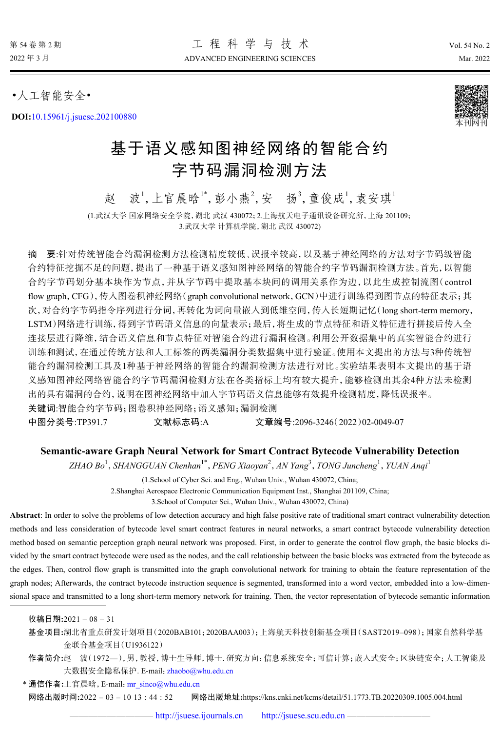•人工智能安全•

**DOI:**10.15961/j.jsuese.202100880

# 基于语义感知图神经网络的智能合约字节码漏洞检测方法

赵 波[1]，上官晨晗[1*]，彭小燕[2]，安 扬[3]，童俊成[1]，袁安琪[1]

(1.武汉大学 国家网络安全学院，湖北 武汉 430072；2.上海航天电子通讯设备研究所，上海 201109；3.武汉大学 计算机学院，湖北 武汉 430072)

**摘 要**：针对传统智能合约漏洞检测方法检测精度较低、误报率较高，以及基于神经网络的方法对字节码级智能合约特征挖掘不足的问题，提出了一种基于语义感知图神经网络的智能合约字节码漏洞检测方法。首先，以智能合约字节码划分基本块作为节点，并从字节码中提取基本块间的调用关系作为边，以此生成控制流图（control flow graph，CFG），传入图卷积神经网络（graph convolutional network，GCN）中进行训练得到图节点的特征表示；其次，对合约字节码指令序列进行分词，再转化为词向量嵌入到低维空间，传入长短期记忆（long short-term memory，LSTM）网络进行训练，得到字节码语义信息的向量表示；最后，将生成的节点特征和语义特征进行拼接后传入全连接层进行降维，结合语义信息和节点特征对智能合约进行漏洞检测。利用公开数据集中的真实智能合约进行训练和测试，在通过传统方法和人工标签的两类漏洞分类数据集中进行验证。使用本文提出的方法与3种传统智能合约漏洞检测工具及1种基于神经网络的智能合约漏洞检测方法进行对比。实验结果表明本文提出的基于语义感知图神经网络智能合约字节码漏洞检测方法在各类指标上均有较大提升，能够检测出其余4种方法未检测出的具有漏洞的合约，说明在图神经网络中加入字节码语义信息能够有效提升检测精度，降低误报率。

**关键词**：智能合约字节码；图卷积神经网络；语义感知；漏洞检测

**中图分类号**：TP391.7　　**文献标志码**：A　　**文章编号**：2096-3246（2022）02-0049-07

## Semantic-aware Graph Neural Network for Smart Contract Bytecode Vulnerability Detection

*ZHAO Bo*[1], *SHANGGUAN Chenhan*[1*], *PENG Xiaoyan*[2], *AN Yang*[3], *TONG Juncheng*[1], *YUAN Anqi*[1]

(1.School of Cyber Sci. and Eng., Wuhan Univ., Wuhan 430072, China;
2.Shanghai Aerospace Electronic Communication Equipment Inst., Shanghai 201109, China;
3.School of Computer Sci., Wuhan Univ., Wuhan 430072, China)

**Abstract**: In order to solve the problems of low detection accuracy and high false positive rate of traditional smart contract vulnerability detection methods and less consideration of bytecode level smart contract features in neural networks, a smart contract bytecode vulnerability detection method based on semantic perception graph neural network was proposed. First, in order to generate the control flow graph, the basic blocks divided by the smart contract bytecode were used as the nodes, and the call relationship between the basic blocks was extracted from the bytecode as the edges. Then, control flow graph is transmitted into the graph convolutional network for training to obtain the feature representation of the graph nodes; Afterwards, the contract bytecode instruction sequence is segmented, transformed into a word vector, embedded into a low-dimensional space and transmitted to a long short-term memory network for training. Then, the vector representation of bytecode semantic information

---

**收稿日期**：2021 – 08 – 31

**基金项目**：湖北省重点研发计划项目（2020BAB101；2020BAA003）；上海航天科技创新基金项目（SAST2019–098）；国家自然科学基金联合基金项目（U1936122）

**作者简介**：赵 波（1972—），男，教授，博士生导师，博士. 研究方向：信息系统安全；可信计算；嵌入式安全；区块链安全；人工智能及大数据安全隐私保护. E-mail: zhaobo@whu.edu.cn

***通信作者**：上官晨晗，E-mail: mr_sinco@whu.edu.cn

**网络出版时间**：2022 – 03 – 10 13 : 44 : 52　　**网络出版地址**：https://kns.cnki.net/kcms/detail/51.1773.TB.20220309.1005.004.html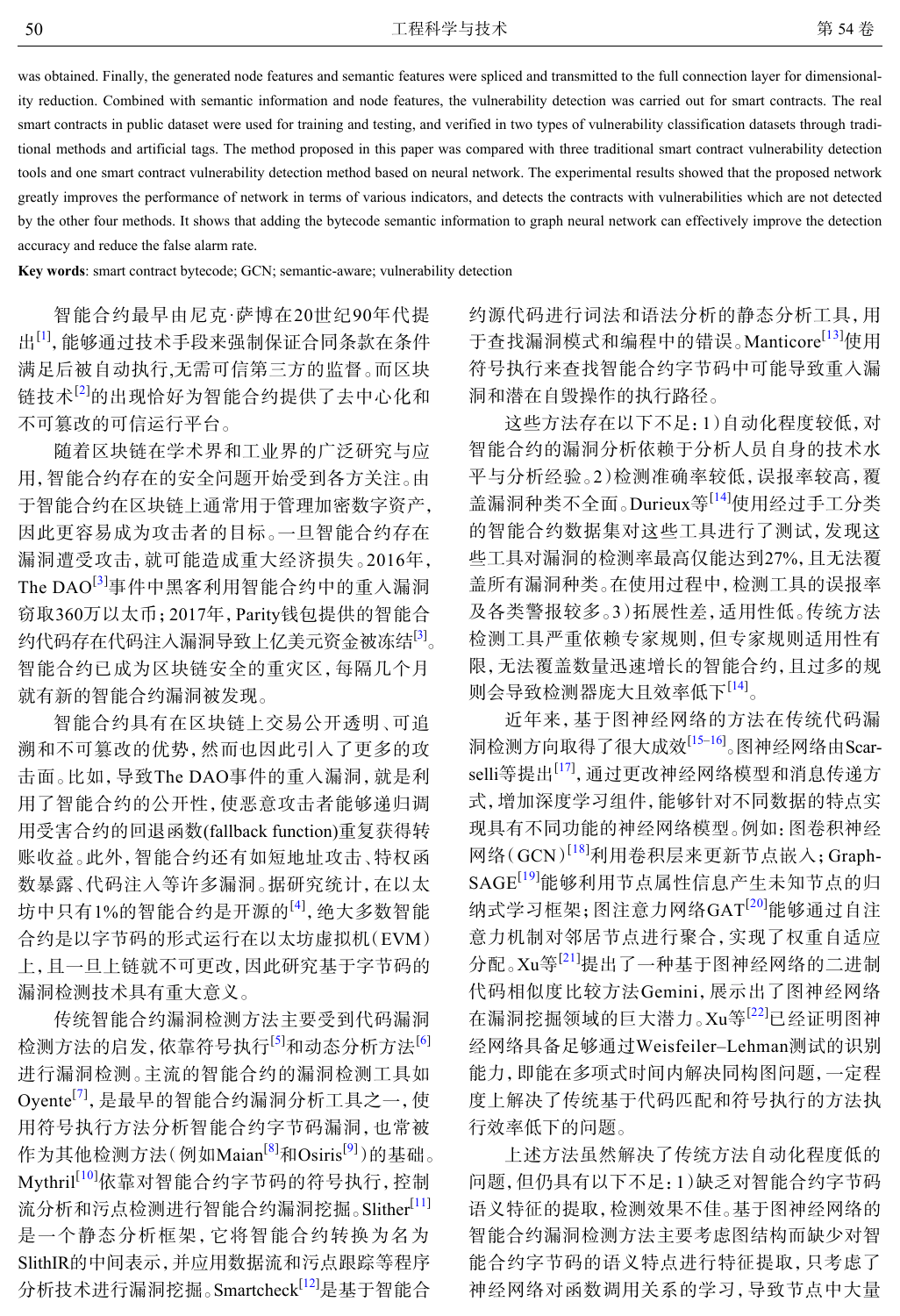was obtained. Finally, the generated node features and semantic features were spliced and transmitted to the full connection layer for dimensionality reduction. Combined with semantic information and node features, the vulnerability detection was carried out for smart contracts. The real smart contracts in public dataset were used for training and testing, and verified in two types of vulnerability classification datasets through traditional methods and artificial tags. The method proposed in this paper was compared with three traditional smart contract vulnerability detection tools and one smart contract vulnerability detection method based on neural network. The experimental results showed that the proposed network greatly improves the performance of network in terms of various indicators, and detects the contracts with vulnerabilities which are not detected by the other four methods. It shows that adding the bytecode semantic information to graph neural network can effectively improve the detection accuracy and reduce the false alarm rate.

**Key words**: smart contract bytecode; GCN; semantic-aware; vulnerability detection

智能合约最早由尼克·萨博在20世纪90年代提出[1]，能够通过技术手段来强制保证合同条款在条件满足后被自动执行，无需可信第三方的监督。而区块链技术[2]的出现恰好为智能合约提供了去中心化和不可篡改的可信运行平台。

随着区块链在学术界和工业界的广泛研究与应用，智能合约存在的安全问题开始受到各方关注。由于智能合约在区块链上通常用于管理加密数字资产，因此更容易成为攻击者的目标。一旦智能合约存在漏洞遭受攻击，就可能造成重大经济损失。2016年，The DAO[3]事件中黑客利用智能合约中的重入漏洞窃取360万以太币；2017年，Parity钱包提供的智能合约代码存在代码注入漏洞导致上亿美元资金被冻结[3]。智能合约已成为区块链安全的重灾区，每隔几个月就有新的智能合约漏洞被发现。

智能合约具有在区块链上交易公开透明、可追溯和不可篡改的优势，然而也因此引入了更多的攻击面。比如，导致The DAO事件的重入漏洞，就是利用了智能合约的公开性，使恶意攻击者能够递归调用受害合约的回退函数(fallback function)重复获得转账收益。此外，智能合约还有如短地址攻击、特权函数暴露、代码注入等许多漏洞。据研究统计，在以太坊中只有1%的智能合约是开源的[4]，绝大多数智能合约是以字节码的形式运行在以太坊虚拟机（EVM）上，且一旦上链就不可更改，因此研究基于字节码的漏洞检测技术具有重大意义。

传统智能合约漏洞检测方法主要受到代码漏洞检测方法的启发，依靠符号执行[5]和动态分析方法[6]进行漏洞检测。主流的智能合约的漏洞检测工具如Oyente[7]，是最早的智能合约漏洞分析工具之一，使用符号执行方法分析智能合约字节码漏洞，也常被作为其他检测方法（例如Maian[8]和Osiris[9]）的基础。Mythril[10]依靠对智能合约字节码的符号执行，控制流分析和污点检测进行智能合约漏洞挖掘。Slither[11]是一个静态分析框架，它将智能合约转换为名为SlithIR的中间表示，并应用数据流和污点跟踪等程序分析技术进行漏洞挖掘。Smartcheck[12]是基于智能合约源代码进行词法和语法分析的静态分析工具，用于查找漏洞模式和编程中的错误。Manticore[13]使用符号执行来查找智能合约字节码中可能导致重入漏洞和潜在自毁操作的执行路径。

这些方法存在以下不足：1）自动化程度较低，对智能合约的漏洞分析依赖于分析人员自身的技术水平与分析经验。2）检测准确率较低，误报率较高，覆盖漏洞种类不全面。Durieux等[14]使用经过手工分类的智能合约数据集对这些工具进行了测试，发现这些工具对漏洞的检测率最高仅能达到27%，且无法覆盖所有漏洞种类。在使用过程中，检测工具的误报率及各类警报较多。3）拓展性差，适用性低。传统方法检测工具严重依赖专家规则，但专家规则适用性有限，无法覆盖数量迅速增长的智能合约，且过多的规则会导致检测器庞大且效率低下[14]。

近年来，基于图神经网络的方法在传统代码漏洞检测方向取得了很大成效[15–16]。图神经网络由Scarselli等提出[17]，通过更改神经网络模型和消息传递方式，增加深度学习组件，能够针对不同数据的特点实现具有不同功能的神经网络模型。例如：图卷积神经网络（GCN）[18]利用卷积层来更新节点嵌入；GraphSAGE[19]能够利用节点属性信息产生未知节点的归纳式学习框架；图注意力网络GAT[20]能够通过自注意力机制对邻居节点进行聚合，实现了权重自适应分配。Xu等[21]提出了一种基于图神经网络的二进制代码相似度比较方法Gemini，展示出了图神经网络在漏洞挖掘领域的巨大潜力。Xu等[22]已经证明图神经网络具备足够通过Weisfeiler–Lehman测试的识别能力，即能在多项式时间内解决同构图问题，一定程度上解决了传统基于代码匹配和符号执行的方法执行效率低下的问题。

上述方法虽然解决了传统方法自动化程度低的问题，但仍具有以下不足：1）缺乏对智能合约字节码语义特征的提取，检测效果不佳。基于图神经网络的智能合约漏洞检测方法主要考虑图结构而缺少对智能合约字节码的语义特点进行特征提取，只考虑了神经网络对函数调用关系的学习，导致节点中大量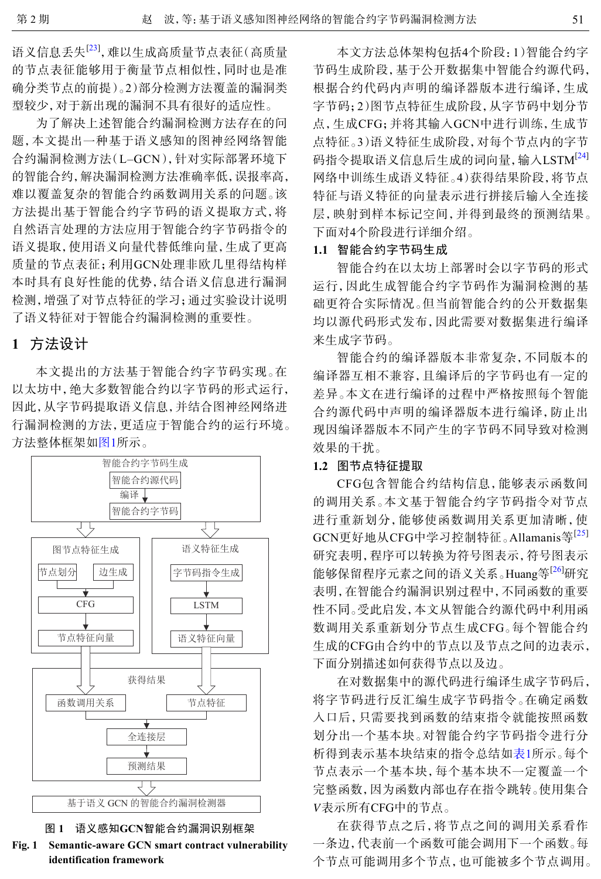语义信息丢失[23]，难以生成高质量节点表征(高质量的节点表征能够用于衡量节点相似性，同时也是准确分类节点的前提)。2)部分检测方法覆盖的漏洞类型较少，对于新出现的漏洞不具有很好的适应性。

为了解决上述智能合约漏洞检测方法存在的问题，本文提出一种基于语义感知的图神经网络智能合约漏洞检测方法(L–GCN)，针对实际部署环境下的智能合约，解决漏洞检测方法准确率低，误报率高，难以覆盖复杂的智能合约函数调用关系的问题。该方法提出基于智能合约字节码的语义提取方式，将自然语言处理的方法应用于智能合约字节码指令的语义提取，使用语义向量代替低维向量，生成了更高质量的节点表征；利用GCN处理非欧几里得结构样本时具有良好性能的优势，结合语义信息进行漏洞检测，增强了对节点特征的学习；通过实验设计说明了语义特征对于智能合约漏洞检测的重要性。

# 1 方法设计

本文提出的方法基于智能合约字节码实现。在以太坊中，绝大多数智能合约以字节码的形式运行，因此，从字节码提取语义信息，并结合图神经网络进行漏洞检测的方法，更适应于智能合约的运行环境。方法整体框架如图1所示。

图 1　语义感知GCN智能合约漏洞识别框架

**Fig. 1　Semantic-aware GCN smart contract vulnerability identification framework**

本文方法总体架构包括4个阶段：1)智能合约字节码生成阶段，基于公开数据集中智能合约源代码，根据合约代码内声明的编译器版本进行编译，生成字节码；2)图节点特征生成阶段，从字节码中划分节点，生成CFG；并将其输入GCN中进行训练，生成节点特征。3)语义特征生成阶段，对每个节点内的字节码指令提取语义信息后生成的词向量，输入LSTM[24]网络中训练生成语义特征。4)获得结果阶段，将节点特征与语义特征的向量表示进行拼接后输入全连接层，映射到样本标记空间，并得到最终的预测结果。下面对4个阶段进行详细介绍。

## 1.1 智能合约字节码生成

智能合约在以太坊上部署时会以字节码的形式运行，因此生成智能合约字节码作为漏洞检测的基础更符合实际情况。但当前智能合约的公开数据集均以源代码形式发布，因此需要对数据集进行编译来生成字节码。

智能合约的编译器版本非常复杂，不同版本的编译器互相不兼容，且编译后的字节码也有一定的差异。本文在进行编译的过程中严格按照每个智能合约源代码中声明的编译器版本进行编译，防止出现因编译器版本不同产生的字节码不同导致对检测效果的干扰。

## 1.2 图节点特征提取

CFG包含智能合约结构信息，能够表示函数间的调用关系。本文基于智能合约字节码指令对节点进行重新划分，能够使函数调用关系更加清晰，使GCN更好地从CFG中学习控制特征。Allamanis等[25]研究表明，程序可以转换为符号图表示，符号图表示能够保留程序元素之间的语义关系。Huang等[26]研究表明，在智能合约漏洞识别过程中，不同函数的重要性不同。受此启发，本文从智能合约源代码中利用函数调用关系重新划分节点生成CFG。每个智能合约生成的CFG由合约中的节点以及节点之间的边表示，下面分别描述如何获得节点以及边。

在对数据集中的源代码进行编译生成字节码后，将字节码进行反汇编生成字节码指令。在确定函数入口后，只需要找到函数的结束指令就能按照函数划分出一个基本块。对智能合约字节码指令进行分析得到表示基本块结束的指令总结如表1所示。每个节点表示一个基本块，每个基本块不一定覆盖一个完整函数，因为函数内部也存在指令跳转。使用集合$V$表示所有CFG中的节点。

在获得节点之后，将节点之间的调用关系看作一条边，代表前一个函数可能会调用下一个函数。每个节点可能调用多个节点，也可能被多个节点调用。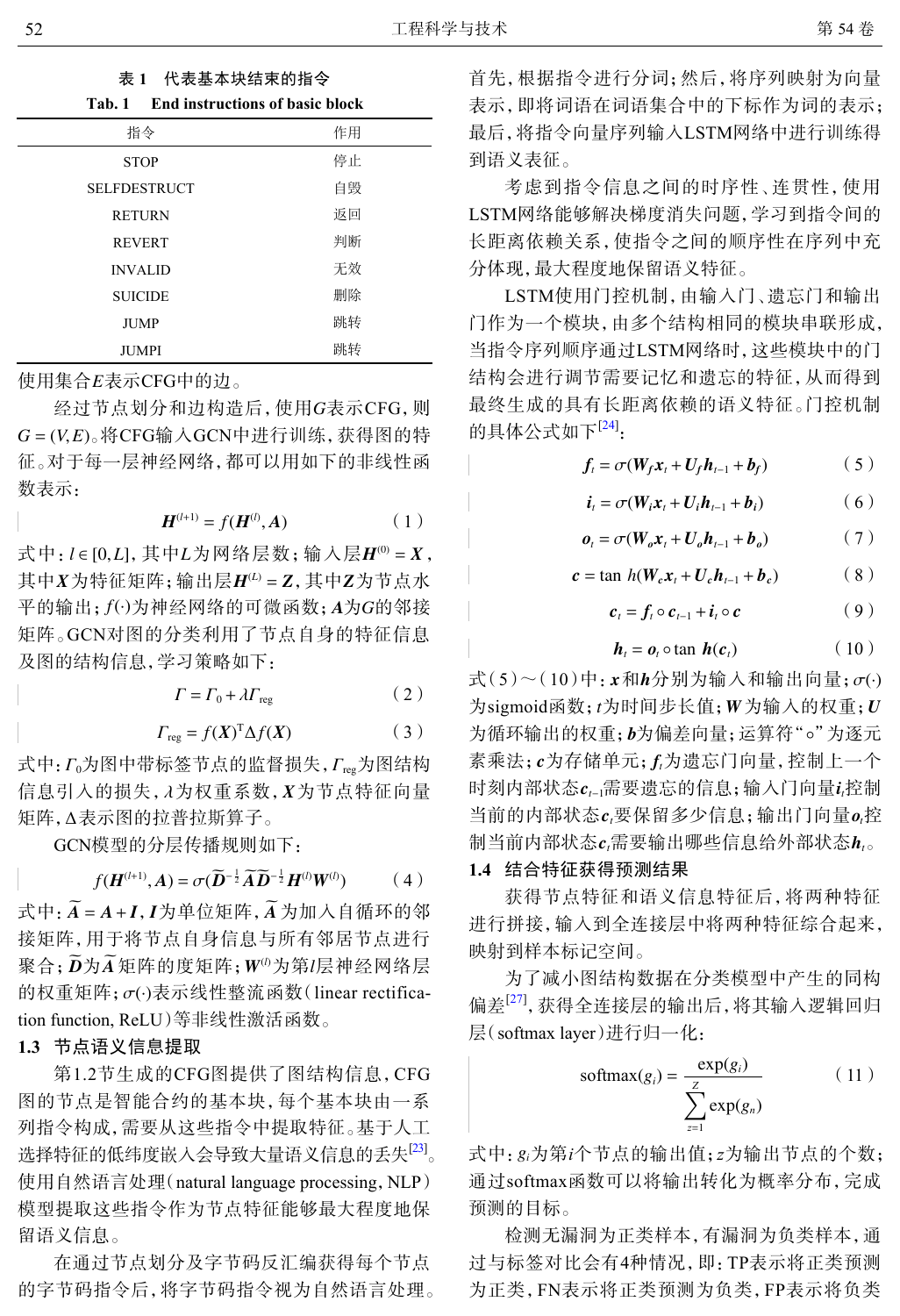表 1　代表基本块结束的指令

Tab. 1　End instructions of basic block

| 指令 | 作用 |
| --- | --- |
| STOP | 停止 |
| SELFDESTRUCT | 自毁 |
| RETURN | 返回 |
| REVERT | 判断 |
| INVALID | 无效 |
| SUICIDE | 删除 |
| JUMP | 跳转 |
| JUMPI | 跳转 |

使用集合$E$表示CFG中的边。

经过节点划分和边构造后，使用$G$表示CFG，则$G=(V,E)$。将CFG输入GCN中进行训练，获得图的特征。对于每一层神经网络，都可以用如下的非线性函数表示：

$$\boldsymbol{H}^{(l+1)}=f(\boldsymbol{H}^{(l)},\boldsymbol{A}) \tag{1}$$

式中：$l\in[0,L]$，其中$L$为网络层数；输入层$\boldsymbol{H}^{(0)}=\boldsymbol{X}$，其中$\boldsymbol{X}$为特征矩阵；输出层$\boldsymbol{H}^{(L)}=\boldsymbol{Z}$，其中$\boldsymbol{Z}$为节点水平的输出；$f(\cdot)$为神经网络的可微函数；$\boldsymbol{A}$为$G$的邻接矩阵。GCN对图的分类利用了节点自身的特征信息及图的结构信息，学习策略如下：

$$\varGamma=\varGamma_0+\lambda\varGamma_{\text{reg}} \tag{2}$$

$$\varGamma_{\text{reg}}=f(\boldsymbol{X})^{\mathrm{T}}\Delta f(\boldsymbol{X}) \tag{3}$$

式中：$\varGamma_0$为图中带标签节点的监督损失，$\varGamma_{\text{reg}}$为图结构信息引入的损失，$\lambda$为权重系数，$\boldsymbol{X}$为节点特征向量矩阵，$\Delta$表示图的拉普拉斯算子。

GCN模型的分层传播规则如下：

$$f(\boldsymbol{H}^{(l+1)},\boldsymbol{A})=\sigma(\widetilde{\boldsymbol{D}}^{-\frac{1}{2}}\widetilde{\boldsymbol{A}}\widetilde{\boldsymbol{D}}^{-\frac{1}{2}}\boldsymbol{H}^{(l)}\boldsymbol{W}^{(l)}) \tag{4}$$

式中：$\widetilde{\boldsymbol{A}}=\boldsymbol{A}+\boldsymbol{I}$，$\boldsymbol{I}$为单位矩阵，$\widetilde{\boldsymbol{A}}$为加入自循环的邻接矩阵，用于将节点自身信息与所有邻居节点进行聚合；$\widetilde{\boldsymbol{D}}$为$\widetilde{\boldsymbol{A}}$矩阵的度矩阵；$\boldsymbol{W}^{(l)}$为第$l$层神经网络层的权重矩阵；$\sigma(\cdot)$表示线性整流函数（linear rectification function, ReLU）等非线性激活函数。

## 1.3　节点语义信息提取

第1.2节生成的CFG图提供了图结构信息，CFG图的节点是智能合约的基本块，每个基本块由一系列指令构成，需要从这些指令中提取特征。基于人工选择特征的低纬度嵌入会导致大量语义信息的丢失[23]。使用自然语言处理（natural language processing, NLP）模型提取这些指令作为节点特征能够最大程度地保留语义信息。

在通过节点划分及字节码反汇编获得每个节点的字节码指令后，将字节码指令视为自然语言处理。首先，根据指令进行分词；然后，将序列映射为向量表示，即将词语在词语集合中的下标作为词的表示；最后，将指令向量序列输入LSTM网络中进行训练得到语义表征。

考虑到指令信息之间的时序性、连贯性，使用LSTM网络能够解决梯度消失问题，学习到指令间的长距离依赖关系，使指令之间的顺序性在序列中充分体现，最大程度地保留语义特征。

LSTM使用门控机制，由输入门、遗忘门和输出门作为一个模块，由多个结构相同的模块串联形成，当指令序列顺序通过LSTM网络时，这些模块中的门结构会进行调节需要记忆和遗忘的特征，从而得到最终生成的具有长距离依赖的语义特征。门控机制的具体公式如下[24]：

$$\boldsymbol{f}_t=\sigma(\boldsymbol{W}_f\boldsymbol{x}_t+\boldsymbol{U}_f\boldsymbol{h}_{t-1}+\boldsymbol{b}_f) \tag{5}$$

$$\boldsymbol{i}_t=\sigma(\boldsymbol{W}_i\boldsymbol{x}_t+\boldsymbol{U}_i\boldsymbol{h}_{t-1}+\boldsymbol{b}_i) \tag{6}$$

$$\boldsymbol{o}_t=\sigma(\boldsymbol{W}_o\boldsymbol{x}_t+\boldsymbol{U}_o\boldsymbol{h}_{t-1}+\boldsymbol{b}_o) \tag{7}$$

$$\boldsymbol{c}=\tan h(\boldsymbol{W}_c\boldsymbol{x}_t+\boldsymbol{U}_c\boldsymbol{h}_{t-1}+\boldsymbol{b}_c) \tag{8}$$

$$\boldsymbol{c}_t=\boldsymbol{f}_t\circ\boldsymbol{c}_{t-1}+\boldsymbol{i}_t\circ\boldsymbol{c} \tag{9}$$

$$\boldsymbol{h}_t=\boldsymbol{o}_t\circ\tan h(\boldsymbol{c}_t) \tag{10}$$

式（5）～（10）中：$\boldsymbol{x}$和$\boldsymbol{h}$分别为输入和输出向量；$\sigma(\cdot)$为sigmoid函数；$t$为时间步长值；$\boldsymbol{W}$为输入的权重；$\boldsymbol{U}$为循环输出的权重；$\boldsymbol{b}$为偏差向量；运算符“$\circ$”为逐元素乘法；$\boldsymbol{c}$为存储单元；$\boldsymbol{f}_t$为遗忘门向量，控制上一个时刻内部状态$\boldsymbol{c}_{t-1}$需要遗忘的信息；输入门向量$\boldsymbol{i}_t$控制当前的内部状态$\boldsymbol{c}_t$要保留多少信息；输出门向量$\boldsymbol{o}_t$控制当前内部状态$\boldsymbol{c}_t$需要输出哪些信息给外部状态$\boldsymbol{h}_t$。

## 1.4　结合特征获得预测结果

获得节点特征和语义信息特征后，将两种特征进行拼接，输入到全连接层中将两种特征综合起来，映射到样本标记空间。

为了减小图结构数据在分类模型中产生的同构偏差[27]，获得全连接层的输出后，将其输入逻辑回归层（softmax layer）进行归一化：

$$\text{softmax}(g_i)=\frac{\exp(g_i)}{\sum\limits_{z=1}^{Z}\exp(g_n)} \tag{11}$$

式中：$g_i$为第$i$个节点的输出值；$z$为输出节点的个数；通过softmax函数可以将输出转化为概率分布，完成预测的目标。

检测无漏洞为正类样本，有漏洞为负类样本，通过与标签对比会有4种情况，即：TP表示将正类预测为正类，FN表示将正类预测为负类，FP表示将负类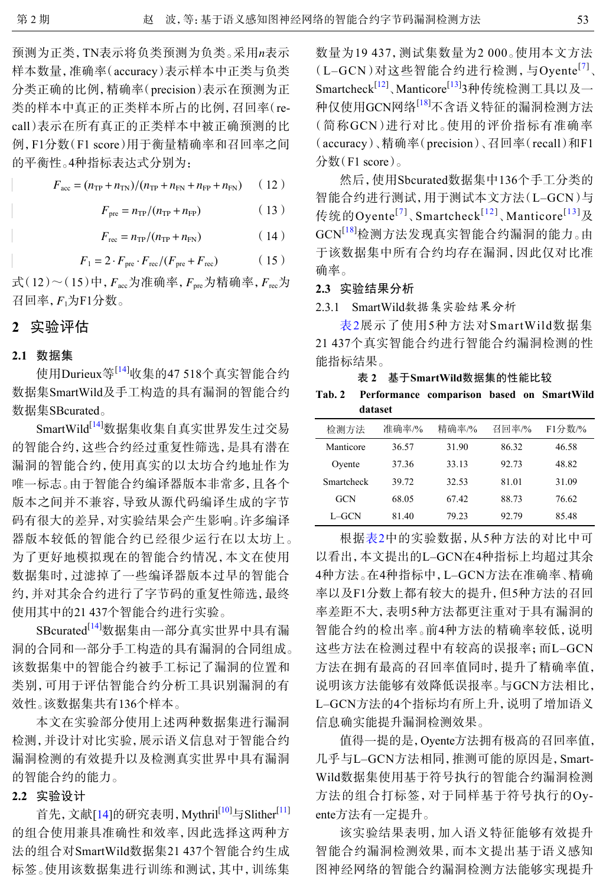预测为正类，TN表示将负类预测为负类。采用$n$表示样本数量，准确率（accuracy）表示样本中正类与负类分类正确的比例，精确率（precision）表示在预测为正类的样本中真正的正类样本所占的比例，召回率（recall）表示在所有真正的正类样本中被正确预测的比例，F1分数（F1 score）用于衡量精确率和召回率之间的平衡性。4种指标表达式分别为：

$$F_{\mathrm{acc}} = (n_{\mathrm{TP}} + n_{\mathrm{TN}})/(n_{\mathrm{TP}} + n_{\mathrm{FN}} + n_{\mathrm{FP}} + n_{\mathrm{FN}}) \quad (12)$$

$$F_{\mathrm{pre}} = n_{\mathrm{TP}}/(n_{\mathrm{TP}} + n_{\mathrm{FP}}) \quad (13)$$

$$F_{\mathrm{rec}} = n_{\mathrm{TP}}/(n_{\mathrm{TP}} + n_{\mathrm{FN}}) \quad (14)$$

$$F_1 = 2 \cdot F_{\mathrm{pre}} \cdot F_{\mathrm{rec}}/(F_{\mathrm{pre}} + F_{\mathrm{rec}}) \quad (15)$$

式（12）～（15）中，$F_{\mathrm{acc}}$为准确率，$F_{\mathrm{pre}}$为精确率，$F_{\mathrm{rec}}$为召回率，$F_1$为F1分数。

## 2 实验评估

### 2.1 数据集

使用Durieux等[14]收集的47 518个真实智能合约数据集SmartWild及手工构造的具有漏洞的智能合约数据集SBcurated。

SmartWild[14]数据集收集自真实世界发生过交易的智能合约，这些合约经过重复性筛选，是具有潜在漏洞的智能合约，使用真实的以太坊合约地址作为唯一标志。由于智能合约编译器版本非常多，且各个版本之间并不兼容，导致从源代码编译生成的字节码有很大的差异，对实验结果会产生影响。许多编译器版本较低的智能合约已经很少运行在以太坊上。为了更好地模拟现在的智能合约情况，本文在使用数据集时，过滤掉了一些编译器版本过早的智能合约，并对其余合约进行了字节码的重复性筛选，最终使用其中的21 437个智能合约进行实验。

SBcurated[14]数据集由一部分真实世界中具有漏洞的合同和一部分手工构造的具有漏洞的合同组成。该数据集中的智能合约被手工标记了漏洞的位置和类别，可用于评估智能合约分析工具识别漏洞的有效性。该数据集共有136个样本。

本文在实验部分使用上述两种数据集进行漏洞检测，并设计对比实验，展示语义信息对于智能合约漏洞检测的有效提升以及检测真实世界中具有漏洞的智能合约的能力。

### 2.2 实验设计

首先，文献[14]的研究表明，Mythril[10]与Slither[11]的组合使用兼具准确性和效率，因此选择这两种方法的组合对SmartWild数据集21 437个智能合约生成标签。使用该数据集进行训练和测试，其中，训练集数量为19 437，测试集数量为2 000。使用本文方法（L–GCN）对这些智能合约进行检测，与Oyente[7]、Smartcheck[12]、Manticore[13]3种传统检测工具以及一种仅使用GCN网络[18]不含语义特征的漏洞检测方法（简称GCN）进行对比。使用的评价指标有准确率（accuracy）、精确率（precision）、召回率（recall）和F1分数（F1 score）。

然后，使用Sbcurated数据集中136个手工分类的智能合约进行测试，用于测试本文方法（L–GCN）与传统的Oyente[7]、Smartcheck[12]、Manticore[13]及GCN[18]检测方法发现真实智能合约漏洞的能力。由于该数据集中所有合约均存在漏洞，因此仅对比准确率。

### 2.3 实验结果分析

#### 2.3.1 SmartWild数据集实验结果分析

表2展示了使用5种方法对SmartWild数据集21 437个真实智能合约进行智能合约漏洞检测的性能指标结果。

表 2 基于SmartWild数据集的性能比较

Tab. 2 Performance comparison based on SmartWild dataset

| 检测方法 | 准确率/% | 精确率/% | 召回率/% | F1分数/% |
|---|---|---|---|---|
| Manticore | 36.57 | 31.90 | 86.32 | 46.58 |
| Oyente | 37.36 | 33.13 | 92.73 | 48.82 |
| Smartcheck | 39.72 | 32.53 | 81.01 | 31.09 |
| GCN | 68.05 | 67.42 | 88.73 | 76.62 |
| L–GCN | 81.40 | 79.23 | 92.79 | 85.48 |

根据表2中的实验数据，从5种方法的对比中可以看出，本文提出的L–GCN在4种指标上均超过其余4种方法。在4种指标中，L–GCN方法在准确率、精确率以及F1分数上都有较大的提升，但5种方法的召回率差距不大，表明5种方法都更注重对于具有漏洞的智能合约的检出率。前4种方法的精确率较低，说明这些方法在检测过程中有较高的误报率；而L–GCN方法在拥有最高的召回率值同时，提升了精确率值，说明该方法能够有效降低误报率。与GCN方法相比，L–GCN方法的4个指标均有所上升，说明了增加语义信息确实能提升漏洞检测效果。

值得一提的是，Oyente方法拥有极高的召回率值，几乎与L–GCN方法相同，推测可能的原因是，SmartWild数据集使用基于符号执行的智能合约漏洞检测方法的组合打标签，对于同样基于符号执行的Oyente方法有一定提升。

该实验结果表明，加入语义特征能够有效提升智能合约漏洞检测效果，而本文提出基于语义感知图神经网络的智能合约漏洞检测方法能够实现提升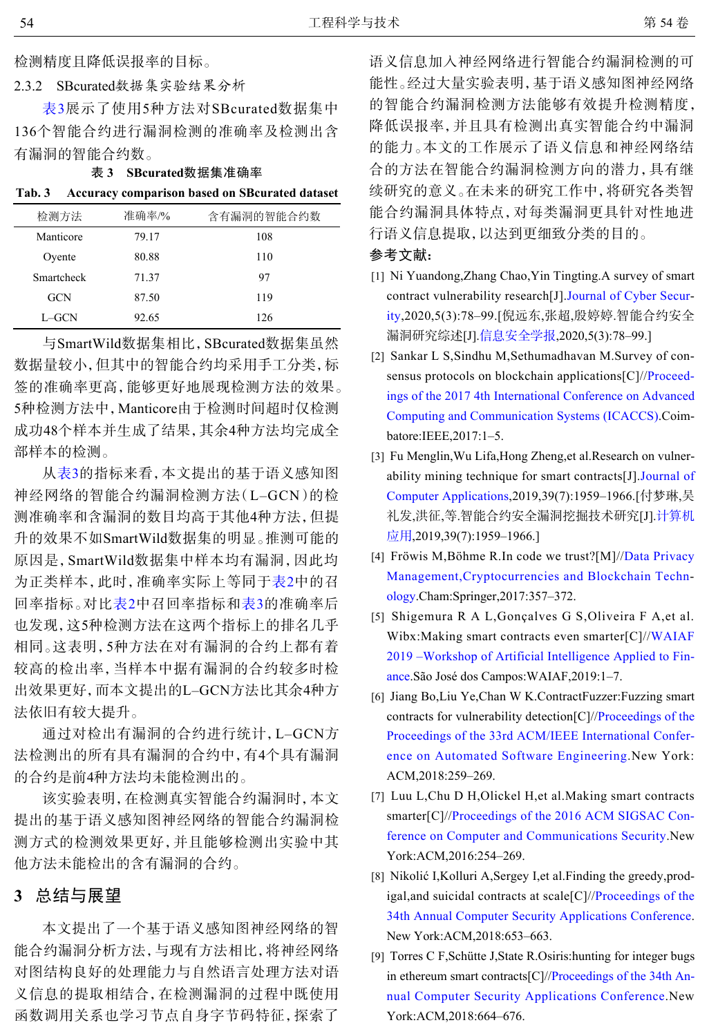检测精度且降低误报率的目标。

### 2.3.2 SBcurated数据集实验结果分析

表3展示了使用5种方法对SBcurated数据集中136个智能合约进行漏洞检测的准确率及检测出含有漏洞的智能合约数。

表 3 SBcurated数据集准确率

Tab. 3 Accuracy comparison based on SBcurated dataset

| 检测方法 | 准确率/% | 含有漏洞的智能合约数 |
|---|---|---|
| Manticore | 79.17 | 108 |
| Oyente | 80.88 | 110 |
| Smartcheck | 71.37 | 97 |
| GCN | 87.50 | 119 |
| L–GCN | 92.65 | 126 |

与SmartWild数据集相比，SBcurated数据集虽然数据量较小，但其中的智能合约均采用手工分类，标签的准确率更高，能够更好地展现检测方法的效果。5种检测方法中，Manticore由于检测时间超时仅检测成功48个样本并生成了结果，其余4种方法均完成全部样本的检测。

从表3的指标来看，本文提出的基于语义感知图神经网络的智能合约漏洞检测方法（L–GCN）的检测准确率和含漏洞的数目均高于其他4种方法，但提升的效果不如SmartWild数据集的明显。推测可能的原因是，SmartWild数据集中样本均有漏洞，因此均为正类样本，此时，准确率实际上等同于表2中的召回率指标。对比表2中召回率指标和表3的准确率后也发现，这5种检测方法在这两个指标上的排名几乎相同。这表明，5种方法在对有漏洞的合约上都有着较高的检出率，当样本中据有漏洞的合约较多时检出效果更好，而本文提出的L–GCN方法比其余4种方法依旧有较大提升。

通过对检出有漏洞的合约进行统计，L–GCN方法检测出的所有具有漏洞的合约中，有4个具有漏洞的合约是前4种方法均未能检测出的。

该实验表明，在检测真实智能合约漏洞时，本文提出的基于语义感知图神经网络的智能合约漏洞检测方式的检测效果更好，并且能够检测出实验中其他方法未能检出的含有漏洞的合约。

## 3 总结与展望

本文提出了一个基于语义感知图神经网络的智能合约漏洞分析方法，与现有方法相比，将神经网络对图结构良好的处理能力与自然语言处理方法对语义信息的提取相结合，在检测漏洞的过程中既使用函数调用关系也学习节点自身字节码特征，探索了语义信息加入神经网络进行智能合约漏洞检测的可能性。经过大量实验表明，基于语义感知图神经网络的智能合约漏洞检测方法能够有效提升检测精度，降低误报率，并且具有检测出真实智能合约中漏洞的能力。本文的工作展示了语义信息和神经网络结合的方法在智能合约漏洞检测方向的潜力，具有继续研究的意义。在未来的研究工作中，将研究各类智能合约漏洞具体特点，对每类漏洞更具针对性地进行语义信息提取，以达到更细致分类的目的。

**参考文献：**

[1] Ni Yuandong,Zhang Chao,Yin Tingting.A survey of smart contract vulnerability research[J].Journal of Cyber Security,2020,5(3):78–99.[倪远东,张超,殷婷婷.智能合约安全漏洞研究综述[J].信息安全学报,2020,5(3):78–99.]

[2] Sankar L S,Sindhu M,Sethumadhavan M.Survey of consensus protocols on blockchain applications[C]//Proceedings of the 2017 4th International Conference on Advanced Computing and Communication Systems (ICACCS).Coimbatore:IEEE,2017:1–5.

[3] Fu Menglin,Wu Lifa,Hong Zheng,et al.Research on vulnerability mining technique for smart contracts[J].Journal of Computer Applications,2019,39(7):1959–1966.[付梦琳,吴礼发,洪征,等.智能合约安全漏洞挖掘技术研究[J].计算机应用,2019,39(7):1959–1966.]

[4] Fröwis M,Böhme R.In code we trust?[M]//Data Privacy Management,Cryptocurrencies and Blockchain Technology.Cham:Springer,2017:357–372.

[5] Shigemura R A L,Gonçalves G S,Oliveira F A,et al. Wibx:Making smart contracts even smarter[C]//WAIAF 2019 –Workshop of Artificial Intelligence Applied to Finance.São José dos Campos:WAIAF,2019:1–7.

[6] Jiang Bo,Liu Ye,Chan W K.ContractFuzzer:Fuzzing smart contracts for vulnerability detection[C]//Proceedings of the Proceedings of the 33rd ACM/IEEE International Conference on Automated Software Engineering.New York: ACM,2018:259–269.

[7] Luu L,Chu D H,Olickel H,et al.Making smart contracts smarter[C]//Proceedings of the 2016 ACM SIGSAC Conference on Computer and Communications Security.New York:ACM,2016:254–269.

[8] Nikolić I,Kolluri A,Sergey I,et al.Finding the greedy,prodigal,and suicidal contracts at scale[C]//Proceedings of the 34th Annual Computer Security Applications Conference. New York:ACM,2018:653–663.

[9] Torres C F,Schütte J,State R.Osiris:hunting for integer bugs in ethereum smart contracts[C]//Proceedings of the 34th Annual Computer Security Applications Conference.New York:ACM,2018:664–676.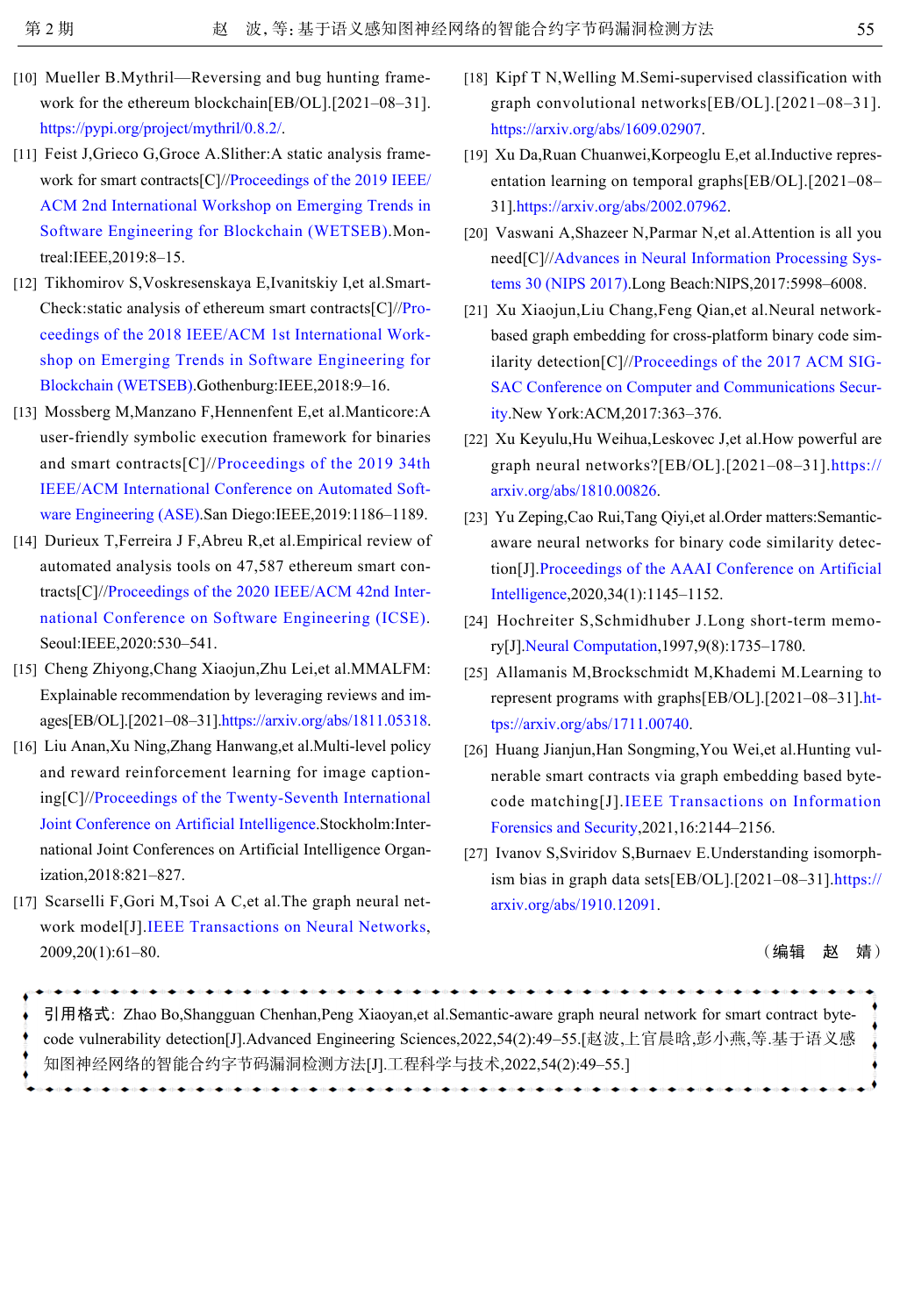[10] Mueller B.Mythril—Reversing and bug hunting framework for the ethereum blockchain[EB/OL].[2021–08–31]. https://pypi.org/project/mythril/0.8.2/.

[11] Feist J,Grieco G,Groce A.Slither:A static analysis framework for smart contracts[C]//Proceedings of the 2019 IEEE/ACM 2nd International Workshop on Emerging Trends in Software Engineering for Blockchain (WETSEB).Montreal:IEEE,2019:8–15.

[12] Tikhomirov S,Voskresenskaya E,Ivanitskiy I,et al.SmartCheck:static analysis of ethereum smart contracts[C]//Proceedings of the 2018 IEEE/ACM 1st International Workshop on Emerging Trends in Software Engineering for Blockchain (WETSEB).Gothenburg:IEEE,2018:9–16.

[13] Mossberg M,Manzano F,Hennenfent E,et al.Manticore:A user-friendly symbolic execution framework for binaries and smart contracts[C]//Proceedings of the 2019 34th IEEE/ACM International Conference on Automated Software Engineering (ASE).San Diego:IEEE,2019:1186–1189.

[14] Durieux T,Ferreira J F,Abreu R,et al.Empirical review of automated analysis tools on 47,587 ethereum smart contracts[C]//Proceedings of the 2020 IEEE/ACM 42nd International Conference on Software Engineering (ICSE). Seoul:IEEE,2020:530–541.

[15] Cheng Zhiyong,Chang Xiaojun,Zhu Lei,et al.MMALFM: Explainable recommendation by leveraging reviews and images[EB/OL].[2021–08–31].https://arxiv.org/abs/1811.05318.

[16] Liu Anan,Xu Ning,Zhang Hanwang,et al.Multi-level policy and reward reinforcement learning for image captioning[C]//Proceedings of the Twenty-Seventh International Joint Conference on Artificial Intelligence.Stockholm:International Joint Conferences on Artificial Intelligence Organization,2018:821–827.

[17] Scarselli F,Gori M,Tsoi A C,et al.The graph neural network model[J].IEEE Transactions on Neural Networks, 2009,20(1):61–80.

[18] Kipf T N,Welling M.Semi-supervised classification with graph convolutional networks[EB/OL].[2021–08–31]. https://arxiv.org/abs/1609.02907.

[19] Xu Da,Ruan Chuanwei,Korpeoglu E,et al.Inductive representation learning on temporal graphs[EB/OL].[2021–08–31].https://arxiv.org/abs/2002.07962.

[20] Vaswani A,Shazeer N,Parmar N,et al.Attention is all you need[C]//Advances in Neural Information Processing Systems 30 (NIPS 2017).Long Beach:NIPS,2017:5998–6008.

[21] Xu Xiaojun,Liu Chang,Feng Qian,et al.Neural network-based graph embedding for cross-platform binary code similarity detection[C]//Proceedings of the 2017 ACM SIGSAC Conference on Computer and Communications Security.New York:ACM,2017:363–376.

[22] Xu Keyulu,Hu Weihua,Leskovec J,et al.How powerful are graph neural networks?[EB/OL].[2021–08–31].https://arxiv.org/abs/1810.00826.

[23] Yu Zeping,Cao Rui,Tang Qiyi,et al.Order matters:Semantic-aware neural networks for binary code similarity detection[J].Proceedings of the AAAI Conference on Artificial Intelligence,2020,34(1):1145–1152.

[24] Hochreiter S,Schmidhuber J.Long short-term memory[J].Neural Computation,1997,9(8):1735–1780.

[25] Allamanis M,Brockschmidt M,Khademi M.Learning to represent programs with graphs[EB/OL].[2021–08–31].https://arxiv.org/abs/1711.00740.

[26] Huang Jianjun,Han Songming,You Wei,et al.Hunting vulnerable smart contracts via graph embedding based bytecode matching[J].IEEE Transactions on Information Forensics and Security,2021,16:2144–2156.

[27] Ivanov S,Sviridov S,Burnaev E.Understanding isomorphism bias in graph data sets[EB/OL].[2021–08–31].https://arxiv.org/abs/1910.12091.

（编辑　赵　婧）

引用格式：Zhao Bo,Shangguan Chenhan,Peng Xiaoyan,et al.Semantic-aware graph neural network for smart contract bytecode vulnerability detection[J].Advanced Engineering Sciences,2022,54(2):49–55.[赵波,上官晨晗,彭小燕,等.基于语义感知图神经网络的智能合约字节码漏洞检测方法[J].工程科学与技术,2022,54(2):49–55.]